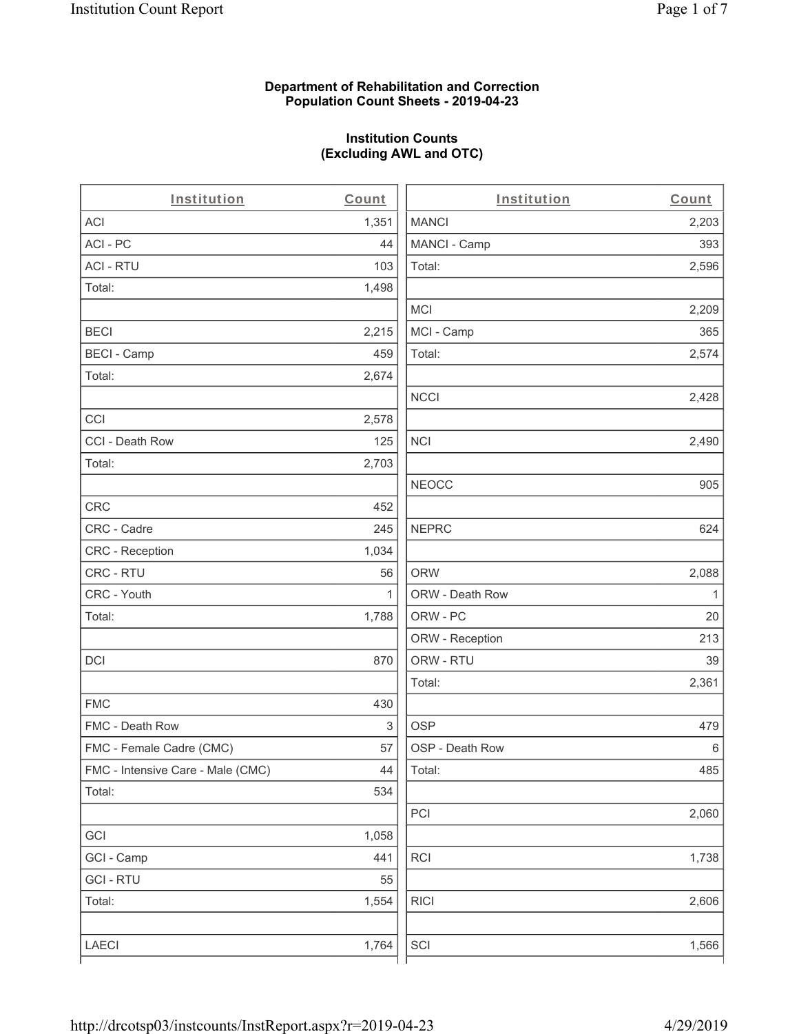**Department of Rehabilitation and Correction**
**Population Count Sheets - 2019-04-23**

**Institution Counts**
**(Excluding AWL and OTC)**

| Institution | Count |
|---|---|
| ACI | 1,351 |
| ACI - PC | 44 |
| ACI - RTU | 103 |
| Total: | 1,498 |
| | |
| BECI | 2,215 |
| BECI - Camp | 459 |
| Total: | 2,674 |
| | |
| CCI | 2,578 |
| CCI - Death Row | 125 |
| Total: | 2,703 |
| | |
| CRC | 452 |
| CRC - Cadre | 245 |
| CRC - Reception | 1,034 |
| CRC - RTU | 56 |
| CRC - Youth | 1 |
| Total: | 1,788 |
| | |
| DCI | 870 |
| | |
| FMC | 430 |
| FMC - Death Row | 3 |
| FMC - Female Cadre (CMC) | 57 |
| FMC - Intensive Care - Male (CMC) | 44 |
| Total: | 534 |
| | |
| GCI | 1,058 |
| GCI - Camp | 441 |
| GCI - RTU | 55 |
| Total: | 1,554 |
| | |
| LAECI | 1,764 |

| Institution | Count |
|---|---|
| MANCI | 2,203 |
| MANCI - Camp | 393 |
| Total: | 2,596 |
| | |
| MCI | 2,209 |
| MCI - Camp | 365 |
| Total: | 2,574 |
| | |
| NCCI | 2,428 |
| | |
| NCI | 2,490 |
| | |
| NEOCC | 905 |
| | |
| NEPRC | 624 |
| | |
| ORW | 2,088 |
| ORW - Death Row | 1 |
| ORW - PC | 20 |
| ORW - Reception | 213 |
| ORW - RTU | 39 |
| Total: | 2,361 |
| | |
| OSP | 479 |
| OSP - Death Row | 6 |
| Total: | 485 |
| | |
| PCI | 2,060 |
| | |
| RCI | 1,738 |
| | |
| RICI | 2,606 |
| | |
| SCI | 1,566 |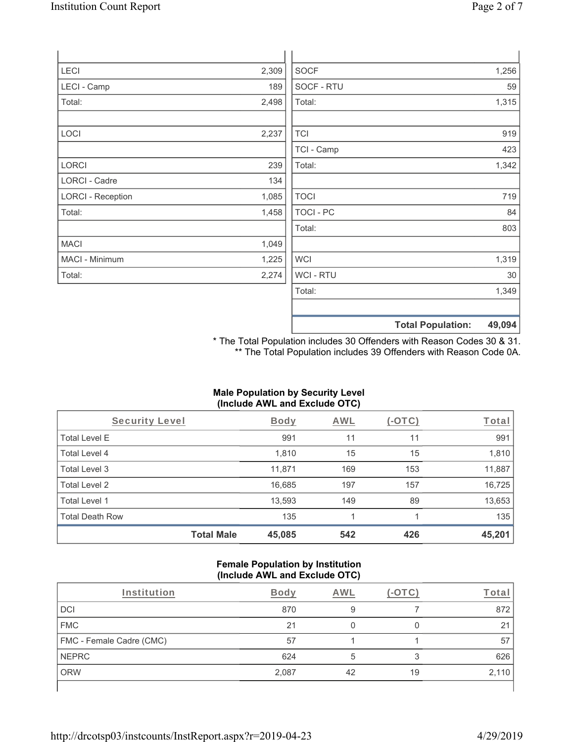| | | | |
|---|---|---|---|
| LECI | 2,309 | SOCF | 1,256 |
| LECI - Camp | 189 | SOCF - RTU | 59 |
| Total: | 2,498 | Total: | 1,315 |
| | | | |
| LOCI | 2,237 | TCI | 919 |
| | | TCI - Camp | 423 |
| LORCI | 239 | Total: | 1,342 |
| LORCI - Cadre | 134 | | |
| LORCI - Reception | 1,085 | TOCI | 719 |
| Total: | 1,458 | TOCI - PC | 84 |
| | | Total: | 803 |
| MACI | 1,049 | | |
| MACI - Minimum | 1,225 | WCI | 1,319 |
| Total: | 2,274 | WCI - RTU | 30 |
| | | Total: | 1,349 |
| | | | |
| | | **Total Population:** | **49,094** |

* The Total Population includes 30 Offenders with Reason Codes 30 & 31.
** The Total Population includes 39 Offenders with Reason Code 0A.

**Male Population by Security Level (Include AWL and Exclude OTC)**

| Security Level | Body | AWL | (-OTC) | Total |
|---|---|---|---|---|
| Total Level E | 991 | 11 | 11 | 991 |
| Total Level 4 | 1,810 | 15 | 15 | 1,810 |
| Total Level 3 | 11,871 | 169 | 153 | 11,887 |
| Total Level 2 | 16,685 | 197 | 157 | 16,725 |
| Total Level 1 | 13,593 | 149 | 89 | 13,653 |
| Total Death Row | 135 | 1 | 1 | 135 |
| **Total Male** | **45,085** | **542** | **426** | **45,201** |

**Female Population by Institution (Include AWL and Exclude OTC)**

| Institution | Body | AWL | (-OTC) | Total |
|---|---|---|---|---|
| DCI | 870 | 9 | 7 | 872 |
| FMC | 21 | 0 | 0 | 21 |
| FMC - Female Cadre (CMC) | 57 | 1 | 1 | 57 |
| NEPRC | 624 | 5 | 3 | 626 |
| ORW | 2,087 | 42 | 19 | 2,110 |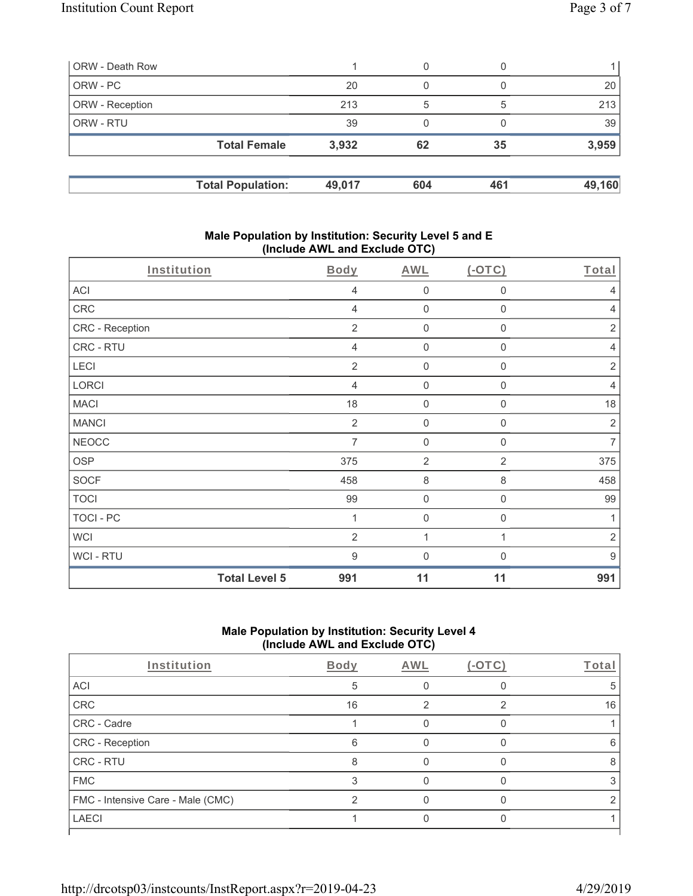| ORW - Death Row | 1 | 0 | 0 | 1 |
|---|---|---|---|---|
| ORW - PC | 20 | 0 | 0 | 20 |
| ORW - Reception | 213 | 5 | 5 | 213 |
| ORW - RTU | 39 | 0 | 0 | 39 |
| **Total Female** | **3,932** | **62** | **35** | **3,959** |

| **Total Population:** | **49,017** | **604** | **461** | **49,160** |
|---|---|---|---|---|

## Male Population by Institution: Security Level 5 and E (Include AWL and Exclude OTC)

| Institution | Body | AWL | (-OTC) | Total |
|---|---|---|---|---|
| ACI | 4 | 0 | 0 | 4 |
| CRC | 4 | 0 | 0 | 4 |
| CRC - Reception | 2 | 0 | 0 | 2 |
| CRC - RTU | 4 | 0 | 0 | 4 |
| LECI | 2 | 0 | 0 | 2 |
| LORCI | 4 | 0 | 0 | 4 |
| MACI | 18 | 0 | 0 | 18 |
| MANCI | 2 | 0 | 0 | 2 |
| NEOCC | 7 | 0 | 0 | 7 |
| OSP | 375 | 2 | 2 | 375 |
| SOCF | 458 | 8 | 8 | 458 |
| TOCI | 99 | 0 | 0 | 99 |
| TOCI - PC | 1 | 0 | 0 | 1 |
| WCI | 2 | 1 | 1 | 2 |
| WCI - RTU | 9 | 0 | 0 | 9 |
| **Total Level 5** | **991** | **11** | **11** | **991** |

## Male Population by Institution: Security Level 4 (Include AWL and Exclude OTC)

| Institution | Body | AWL | (-OTC) | Total |
|---|---|---|---|---|
| ACI | 5 | 0 | 0 | 5 |
| CRC | 16 | 2 | 2 | 16 |
| CRC - Cadre | 1 | 0 | 0 | 1 |
| CRC - Reception | 6 | 0 | 0 | 6 |
| CRC - RTU | 8 | 0 | 0 | 8 |
| FMC | 3 | 0 | 0 | 3 |
| FMC - Intensive Care - Male (CMC) | 2 | 0 | 0 | 2 |
| LAECI | 1 | 0 | 0 | 1 |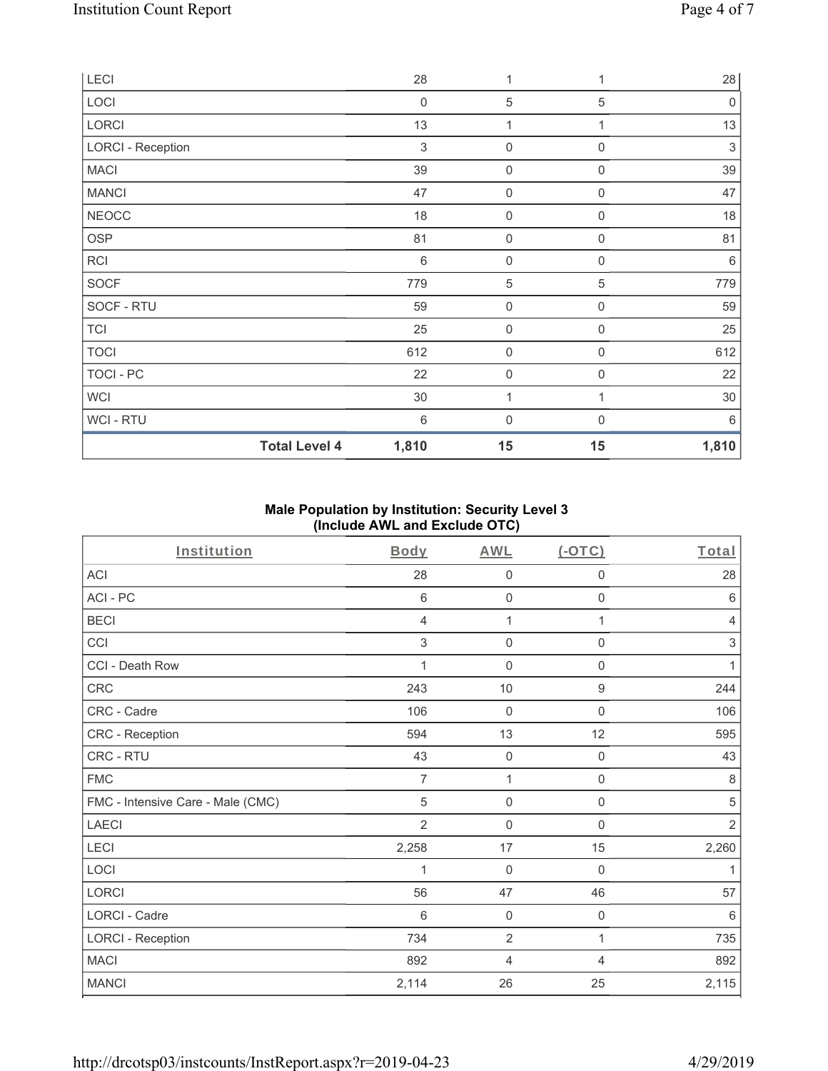| LECI | 28 | 1 | 1 | 28 |
|---|---|---|---|---|
| LOCI | 0 | 5 | 5 | 0 |
| LORCI | 13 | 1 | 1 | 13 |
| LORCI - Reception | 3 | 0 | 0 | 3 |
| MACI | 39 | 0 | 0 | 39 |
| MANCI | 47 | 0 | 0 | 47 |
| NEOCC | 18 | 0 | 0 | 18 |
| OSP | 81 | 0 | 0 | 81 |
| RCI | 6 | 0 | 0 | 6 |
| SOCF | 779 | 5 | 5 | 779 |
| SOCF - RTU | 59 | 0 | 0 | 59 |
| TCI | 25 | 0 | 0 | 25 |
| TOCI | 612 | 0 | 0 | 612 |
| TOCI - PC | 22 | 0 | 0 | 22 |
| WCI | 30 | 1 | 1 | 30 |
| WCI - RTU | 6 | 0 | 0 | 6 |
| **Total Level 4** | **1,810** | **15** | **15** | **1,810** |

## Male Population by Institution: Security Level 3 (Include AWL and Exclude OTC)

| Institution | Body | AWL | (-OTC) | Total |
|---|---|---|---|---|
| ACI | 28 | 0 | 0 | 28 |
| ACI - PC | 6 | 0 | 0 | 6 |
| BECI | 4 | 1 | 1 | 4 |
| CCI | 3 | 0 | 0 | 3 |
| CCI - Death Row | 1 | 0 | 0 | 1 |
| CRC | 243 | 10 | 9 | 244 |
| CRC - Cadre | 106 | 0 | 0 | 106 |
| CRC - Reception | 594 | 13 | 12 | 595 |
| CRC - RTU | 43 | 0 | 0 | 43 |
| FMC | 7 | 1 | 0 | 8 |
| FMC - Intensive Care - Male (CMC) | 5 | 0 | 0 | 5 |
| LAECI | 2 | 0 | 0 | 2 |
| LECI | 2,258 | 17 | 15 | 2,260 |
| LOCI | 1 | 0 | 0 | 1 |
| LORCI | 56 | 47 | 46 | 57 |
| LORCI - Cadre | 6 | 0 | 0 | 6 |
| LORCI - Reception | 734 | 2 | 1 | 735 |
| MACI | 892 | 4 | 4 | 892 |
| MANCI | 2,114 | 26 | 25 | 2,115 |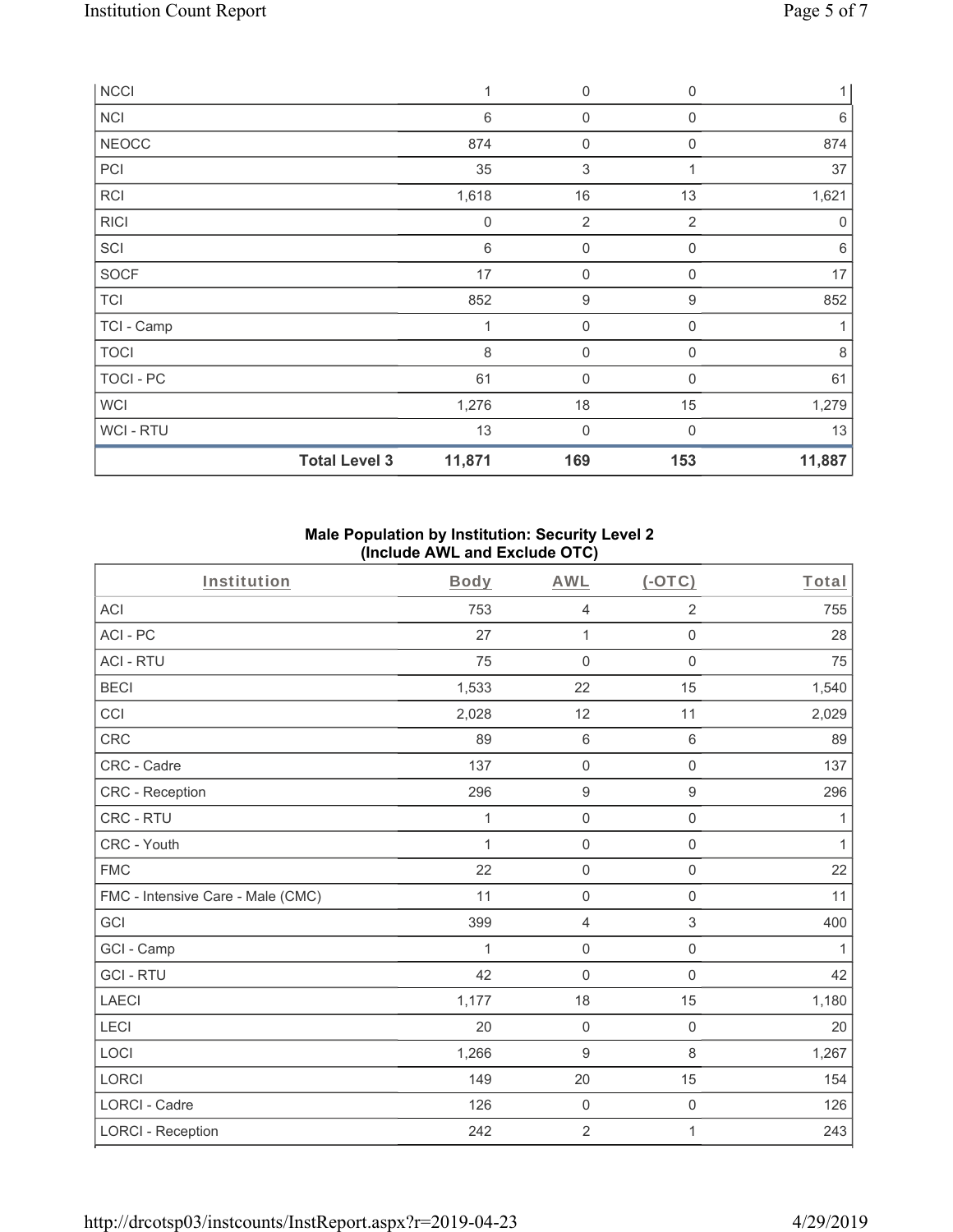| | | | | |
|---|---|---|---|---|
| NCCI | 1 | 0 | 0 | 1 |
| NCI | 6 | 0 | 0 | 6 |
| NEOCC | 874 | 0 | 0 | 874 |
| PCI | 35 | 3 | 1 | 37 |
| RCI | 1,618 | 16 | 13 | 1,621 |
| RICI | 0 | 2 | 2 | 0 |
| SCI | 6 | 0 | 0 | 6 |
| SOCF | 17 | 0 | 0 | 17 |
| TCI | 852 | 9 | 9 | 852 |
| TCI - Camp | 1 | 0 | 0 | 1 |
| TOCI | 8 | 0 | 0 | 8 |
| TOCI - PC | 61 | 0 | 0 | 61 |
| WCI | 1,276 | 18 | 15 | 1,279 |
| WCI - RTU | 13 | 0 | 0 | 13 |
| **Total Level 3** | **11,871** | **169** | **153** | **11,887** |

**Male Population by Institution: Security Level 2 (Include AWL and Exclude OTC)**

| Institution | Body | AWL | (-OTC) | Total |
|---|---|---|---|---|
| ACI | 753 | 4 | 2 | 755 |
| ACI - PC | 27 | 1 | 0 | 28 |
| ACI - RTU | 75 | 0 | 0 | 75 |
| BECI | 1,533 | 22 | 15 | 1,540 |
| CCI | 2,028 | 12 | 11 | 2,029 |
| CRC | 89 | 6 | 6 | 89 |
| CRC - Cadre | 137 | 0 | 0 | 137 |
| CRC - Reception | 296 | 9 | 9 | 296 |
| CRC - RTU | 1 | 0 | 0 | 1 |
| CRC - Youth | 1 | 0 | 0 | 1 |
| FMC | 22 | 0 | 0 | 22 |
| FMC - Intensive Care - Male (CMC) | 11 | 0 | 0 | 11 |
| GCI | 399 | 4 | 3 | 400 |
| GCI - Camp | 1 | 0 | 0 | 1 |
| GCI - RTU | 42 | 0 | 0 | 42 |
| LAECI | 1,177 | 18 | 15 | 1,180 |
| LECI | 20 | 0 | 0 | 20 |
| LOCI | 1,266 | 9 | 8 | 1,267 |
| LORCI | 149 | 20 | 15 | 154 |
| LORCI - Cadre | 126 | 0 | 0 | 126 |
| LORCI - Reception | 242 | 2 | 1 | 243 |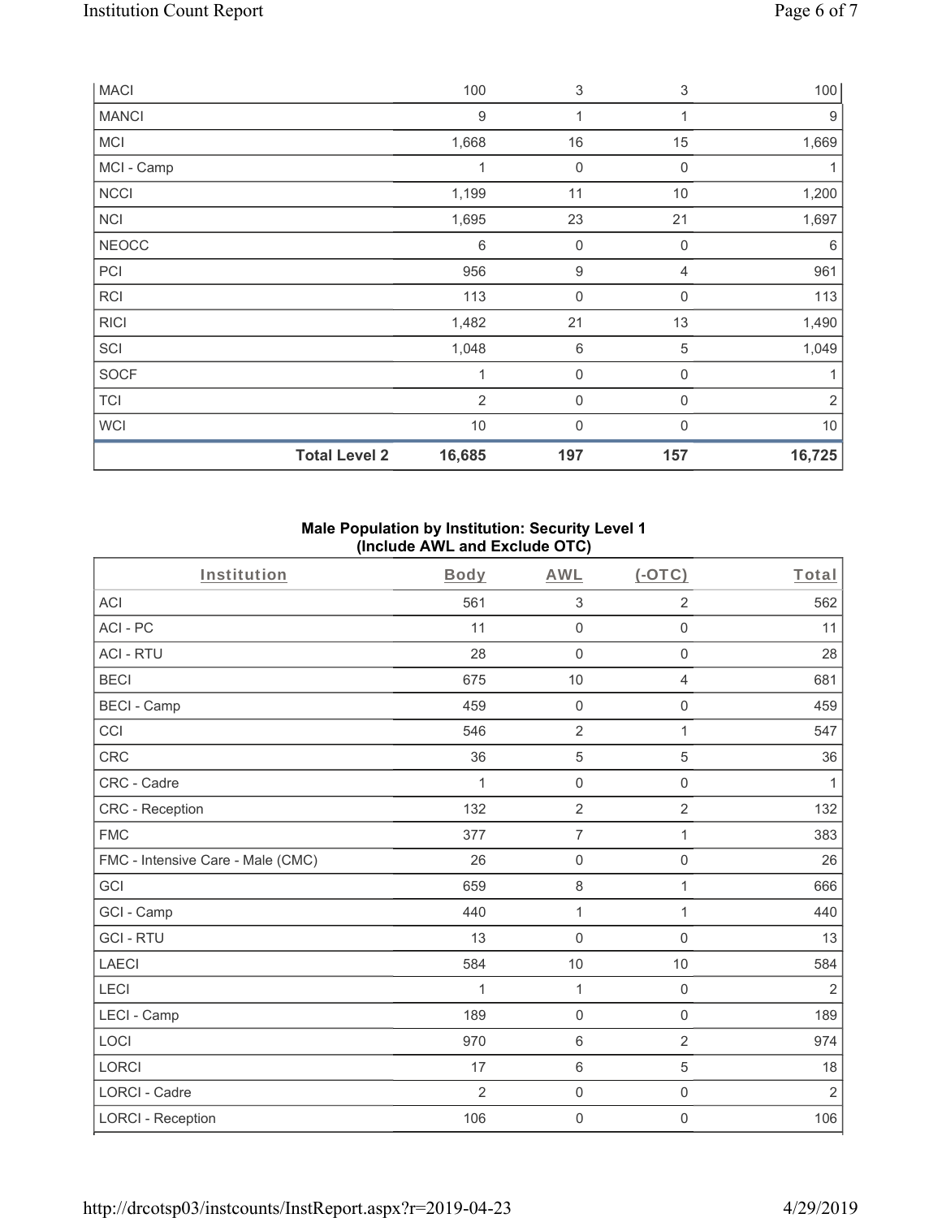| MACI | | 100 | 3 | 3 | 100 |
|---|---|---|---|---|---|
| MANCI | | 9 | 1 | 1 | 9 |
| MCI | | 1,668 | 16 | 15 | 1,669 |
| MCI - Camp | | 1 | 0 | 0 | 1 |
| NCCI | | 1,199 | 11 | 10 | 1,200 |
| NCI | | 1,695 | 23 | 21 | 1,697 |
| NEOCC | | 6 | 0 | 0 | 6 |
| PCI | | 956 | 9 | 4 | 961 |
| RCI | | 113 | 0 | 0 | 113 |
| RICI | | 1,482 | 21 | 13 | 1,490 |
| SCI | | 1,048 | 6 | 5 | 1,049 |
| SOCF | | 1 | 0 | 0 | 1 |
| TCI | | 2 | 0 | 0 | 2 |
| WCI | | 10 | 0 | 0 | 10 |
| | **Total Level 2** | **16,685** | **197** | **157** | **16,725** |

**Male Population by Institution: Security Level 1 (Include AWL and Exclude OTC)**

| Institution | Body | AWL | (-OTC) | Total |
|---|---|---|---|---|
| ACI | 561 | 3 | 2 | 562 |
| ACI - PC | 11 | 0 | 0 | 11 |
| ACI - RTU | 28 | 0 | 0 | 28 |
| BECI | 675 | 10 | 4 | 681 |
| BECI - Camp | 459 | 0 | 0 | 459 |
| CCI | 546 | 2 | 1 | 547 |
| CRC | 36 | 5 | 5 | 36 |
| CRC - Cadre | 1 | 0 | 0 | 1 |
| CRC - Reception | 132 | 2 | 2 | 132 |
| FMC | 377 | 7 | 1 | 383 |
| FMC - Intensive Care - Male (CMC) | 26 | 0 | 0 | 26 |
| GCI | 659 | 8 | 1 | 666 |
| GCI - Camp | 440 | 1 | 1 | 440 |
| GCI - RTU | 13 | 0 | 0 | 13 |
| LAECI | 584 | 10 | 10 | 584 |
| LECI | 1 | 1 | 0 | 2 |
| LECI - Camp | 189 | 0 | 0 | 189 |
| LOCI | 970 | 6 | 2 | 974 |
| LORCI | 17 | 6 | 5 | 18 |
| LORCI - Cadre | 2 | 0 | 0 | 2 |
| LORCI - Reception | 106 | 0 | 0 | 106 |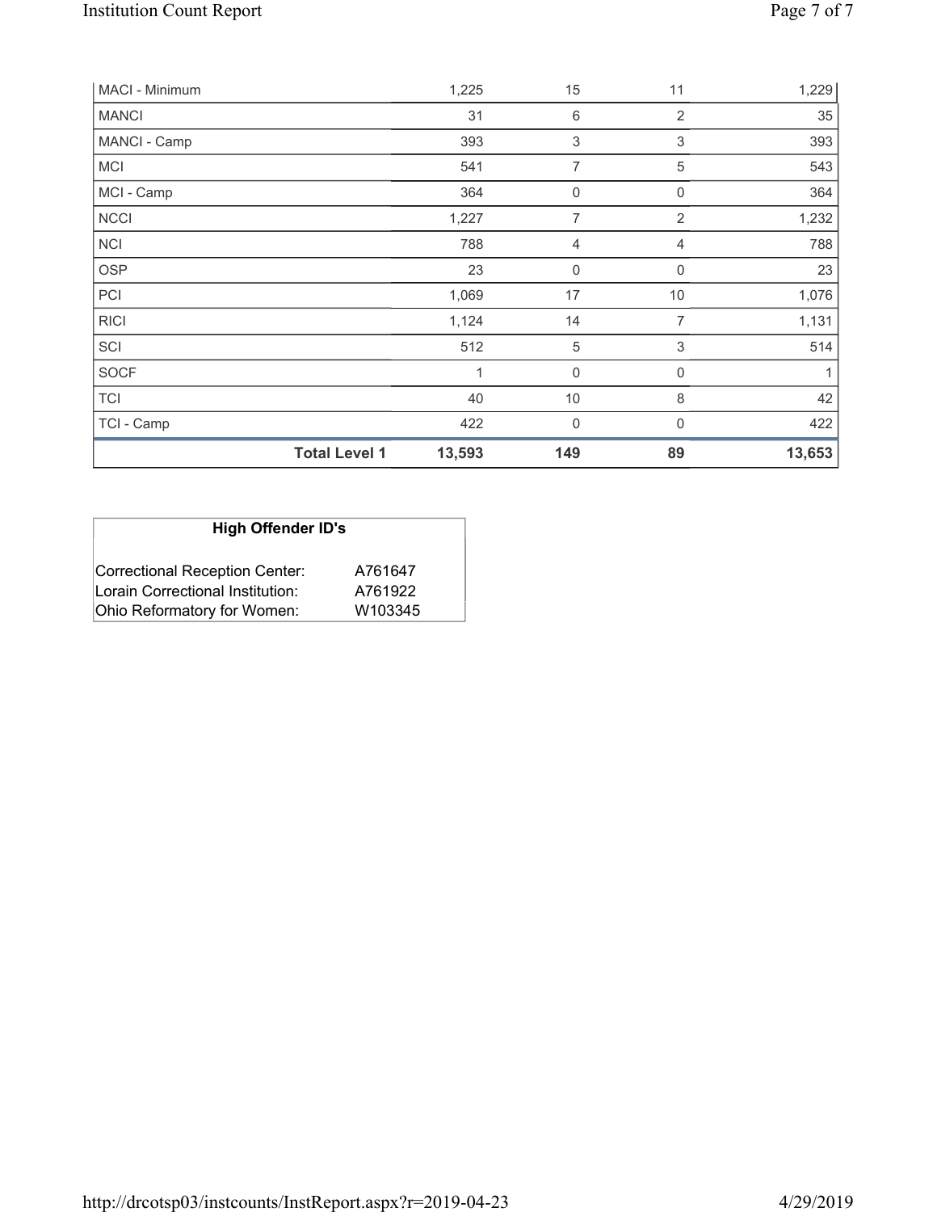| | | | | |
|---|---|---|---|---|
| MACI - Minimum | 1,225 | 15 | 11 | 1,229 |
| MANCI | 31 | 6 | 2 | 35 |
| MANCI - Camp | 393 | 3 | 3 | 393 |
| MCI | 541 | 7 | 5 | 543 |
| MCI - Camp | 364 | 0 | 0 | 364 |
| NCCI | 1,227 | 7 | 2 | 1,232 |
| NCI | 788 | 4 | 4 | 788 |
| OSP | 23 | 0 | 0 | 23 |
| PCI | 1,069 | 17 | 10 | 1,076 |
| RICI | 1,124 | 14 | 7 | 1,131 |
| SCI | 512 | 5 | 3 | 514 |
| SOCF | 1 | 0 | 0 | 1 |
| TCI | 40 | 10 | 8 | 42 |
| TCI - Camp | 422 | 0 | 0 | 422 |
| **Total Level 1** | **13,593** | **149** | **89** | **13,653** |

| High Offender ID's | |
|---|---|
| Correctional Reception Center: | A761647 |
| Lorain Correctional Institution: | A761922 |
| Ohio Reformatory for Women: | W103345 |